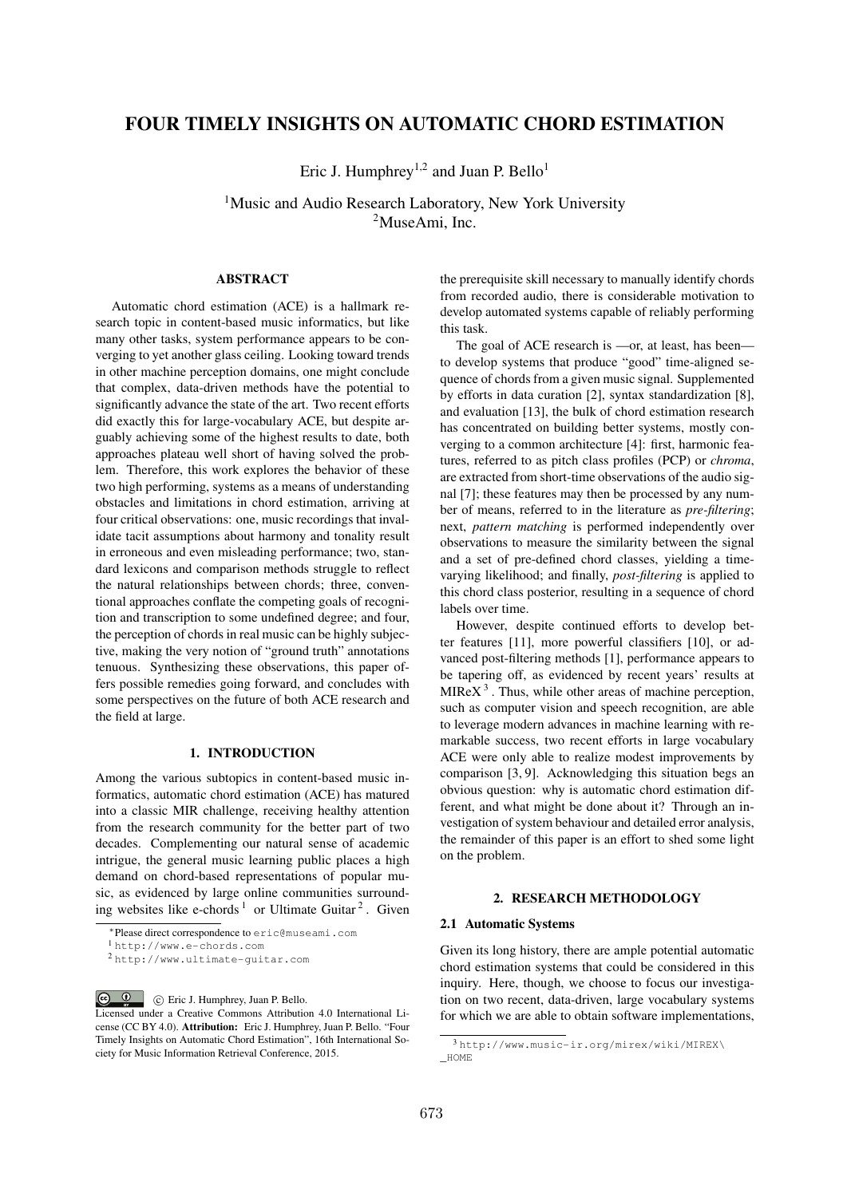# FOUR TIMELY INSIGHTS ON AUTOMATIC CHORD ESTIMATION

Eric J. Humphrey[1,2] and Juan P. Bello[1]

[1]Music and Audio Research Laboratory, New York University
[2]MuseAmi, Inc.

## ABSTRACT

Automatic chord estimation (ACE) is a hallmark research topic in content-based music informatics, but like many other tasks, system performance appears to be converging to yet another glass ceiling. Looking toward trends in other machine perception domains, one might conclude that complex, data-driven methods have the potential to significantly advance the state of the art. Two recent efforts did exactly this for large-vocabulary ACE, but despite arguably achieving some of the highest results to date, both approaches plateau well short of having solved the problem. Therefore, this work explores the behavior of these two high performing, systems as a means of understanding obstacles and limitations in chord estimation, arriving at four critical observations: one, music recordings that invalidate tacit assumptions about harmony and tonality result in erroneous and even misleading performance; two, standard lexicons and comparison methods struggle to reflect the natural relationships between chords; three, conventional approaches conflate the competing goals of recognition and transcription to some undefined degree; and four, the perception of chords in real music can be highly subjective, making the very notion of "ground truth" annotations tenuous. Synthesizing these observations, this paper offers possible remedies going forward, and concludes with some perspectives on the future of both ACE research and the field at large.

## 1. INTRODUCTION

Among the various subtopics in content-based music informatics, automatic chord estimation (ACE) has matured into a classic MIR challenge, receiving healthy attention from the research community for the better part of two decades. Complementing our natural sense of academic intrigue, the general music learning public places a high demand on chord-based representations of popular music, as evidenced by large online communities surrounding websites like e-chords [1] or Ultimate Guitar [2]. Given the prerequisite skill necessary to manually identify chords from recorded audio, there is considerable motivation to develop automated systems capable of reliably performing this task.

The goal of ACE research is —or, at least, has been— to develop systems that produce "good" time-aligned sequence of chords from a given music signal. Supplemented by efforts in data curation [2], syntax standardization [8], and evaluation [13], the bulk of chord estimation research has concentrated on building better systems, mostly converging to a common architecture [4]: first, harmonic features, referred to as pitch class profiles (PCP) or *chroma*, are extracted from short-time observations of the audio signal [7]; these features may then be processed by any number of means, referred to in the literature as *pre-filtering*; next, *pattern matching* is performed independently over observations to measure the similarity between the signal and a set of pre-defined chord classes, yielding a time-varying likelihood; and finally, *post-filtering* is applied to this chord class posterior, resulting in a sequence of chord labels over time.

However, despite continued efforts to develop better features [11], more powerful classifiers [10], or advanced post-filtering methods [1], performance appears to be tapering off, as evidenced by recent years' results at MIReX [3]. Thus, while other areas of machine perception, such as computer vision and speech recognition, are able to leverage modern advances in machine learning with remarkable success, two recent efforts in large vocabulary ACE were only able to realize modest improvements by comparison [3, 9]. Acknowledging this situation begs an obvious question: why is automatic chord estimation different, and what might be done about it? Through an investigation of system behaviour and detailed error analysis, the remainder of this paper is an effort to shed some light on the problem.

## 2. RESEARCH METHODOLOGY

### 2.1 Automatic Systems

Given its long history, there are ample potential automatic chord estimation systems that could be considered in this inquiry. Here, though, we choose to focus our investigation on two recent, data-driven, large vocabulary systems for which we are able to obtain software implementations,

*Please direct correspondence to eric@museami.com

[1] http://www.e-chords.com

[2] http://www.ultimate-guitar.com

[3] http://www.music-ir.org/mirex/wiki/MIREX\_HOME

© Eric J. Humphrey, Juan P. Bello. Licensed under a Creative Commons Attribution 4.0 International License (CC BY 4.0). **Attribution:** Eric J. Humphrey, Juan P. Bello. "Four Timely Insights on Automatic Chord Estimation", 16th International Society for Music Information Retrieval Conference, 2015.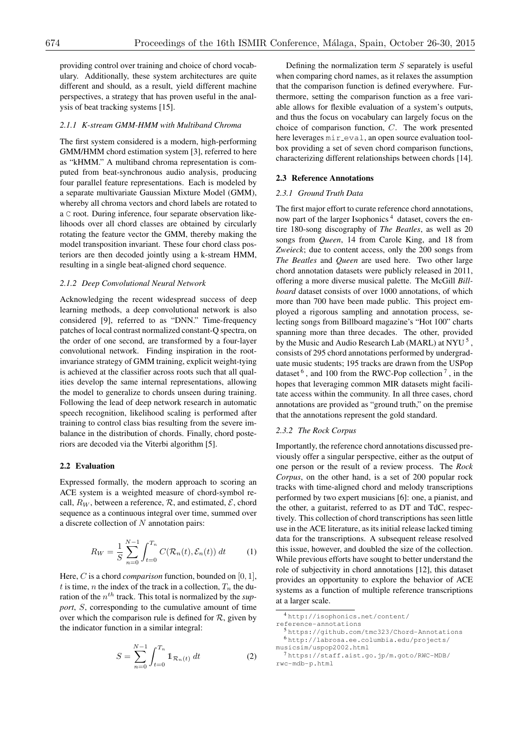providing control over training and choice of chord vocabulary. Additionally, these system architectures are quite different and should, as a result, yield different machine perspectives, a strategy that has proven useful in the analysis of beat tracking systems [15].

#### 2.1.1 K-stream GMM-HMM with Multiband Chroma

The first system considered is a modern, high-performing GMM/HMM chord estimation system [3], referred to here as "kHMM." A multiband chroma representation is computed from beat-synchronous audio analysis, producing four parallel feature representations. Each is modeled by a separate multivariate Gaussian Mixture Model (GMM), whereby all chroma vectors and chord labels are rotated to a `C` root. During inference, four separate observation likelihoods over all chord classes are obtained by circularly rotating the feature vector the GMM, thereby making the model transposition invariant. These four chord class posteriors are then decoded jointly using a k-stream HMM, resulting in a single beat-aligned chord sequence.

#### 2.1.2 Deep Convolutional Neural Network

Acknowledging the recent widespread success of deep learning methods, a deep convolutional network is also considered [9], referred to as "DNN." Time-frequency patches of local contrast normalized constant-Q spectra, on the order of one second, are transformed by a four-layer convolutional network. Finding inspiration in the root-invariance strategy of GMM training, explicit weight-tying is achieved at the classifier across roots such that all qualities develop the same internal representations, allowing the model to generalize to chords unseen during training. Following the lead of deep network research in automatic speech recognition, likelihood scaling is performed after training to control class bias resulting from the severe imbalance in the distribution of chords. Finally, chord posteriors are decoded via the Viterbi algorithm [5].

### 2.2 Evaluation

Expressed formally, the modern approach to scoring an ACE system is a weighted measure of chord-symbol recall, $R_W$, between a reference, $\mathcal{R}$, and estimated, $\mathcal{E}$, chord sequence as a continuous integral over time, summed over a discrete collection of $N$ annotation pairs:

$$R_W = \frac{1}{S} \sum_{n=0}^{N-1} \int_{t=0}^{T_n} C(\mathcal{R}_n(t), \mathcal{E}_n(t)) \, dt \tag{1}$$

Here, $C$ is a chord *comparison* function, bounded on $[0, 1]$, $t$ is time, $n$ the index of the track in a collection, $T_n$ the duration of the $n^{th}$ track. This total is normalized by the *support*, $S$, corresponding to the cumulative amount of time over which the comparison rule is defined for $\mathcal{R}$, given by the indicator function in a similar integral:

$$S = \sum_{n=0}^{N-1} \int_{t=0}^{T_n} \mathbb{1}_{\mathcal{R}_n(t)} \, dt \tag{2}$$

Defining the normalization term $S$ separately is useful when comparing chord names, as it relaxes the assumption that the comparison function is defined everywhere. Furthermore, setting the comparison function as a free variable allows for flexible evaluation of a system's outputs, and thus the focus on vocabulary can largely focus on the choice of comparison function, $C$. The work presented here leverages `mir_eval`, an open source evaluation toolbox providing a set of seven chord comparison functions, characterizing different relationships between chords [14].

### 2.3 Reference Annotations

#### 2.3.1 Ground Truth Data

The first major effort to curate reference chord annotations, now part of the larger Isophonics [4] dataset, covers the entire 180-song discography of *The Beatles*, as well as 20 songs from *Queen*, 14 from Carole King, and 18 from *Zweieck*; due to content access, only the 200 songs from *The Beatles* and *Queen* are used here. Two other large chord annotation datasets were publicly released in 2011, offering a more diverse musical palette. The McGill *Billboard* dataset consists of over 1000 annotations, of which more than 700 have been made public. This project employed a rigorous sampling and annotation process, selecting songs from Billboard magazine's "Hot 100" charts spanning more than three decades. The other, provided by the Music and Audio Research Lab (MARL) at NYU [5], consists of 295 chord annotations performed by undergraduate music students; 195 tracks are drawn from the USPop dataset [6], and 100 from the RWC-Pop collection [7], in the hopes that leveraging common MIR datasets might facilitate access within the community. In all three cases, chord annotations are provided as "ground truth," on the premise that the annotations represent the gold standard.

#### 2.3.2 The Rock Corpus

Importantly, the reference chord annotations discussed previously offer a singular perspective, either as the output of one person or the result of a review process. The *Rock Corpus*, on the other hand, is a set of 200 popular rock tracks with time-aligned chord and melody transcriptions performed by two expert musicians [6]: one, a pianist, and the other, a guitarist, referred to as DT and TdC, respectively. This collection of chord transcriptions has seen little use in the ACE literature, as its initial release lacked timing data for the transcriptions. A subsequent release resolved this issue, however, and doubled the size of the collection. While previous efforts have sought to better understand the role of subjectivity in chord annotations [12], this dataset provides an opportunity to explore the behavior of ACE systems as a function of multiple reference transcriptions at a larger scale.

---

[4] http://isophonics.net/content/reference-annotations

[5] https://github.com/tmc323/Chord-Annotations

[6] http://labrosa.ee.columbia.edu/projects/musicsim/uspop2002.html

[7] https://staff.aist.go.jp/m.goto/RWC-MDB/rwc-mdb-p.html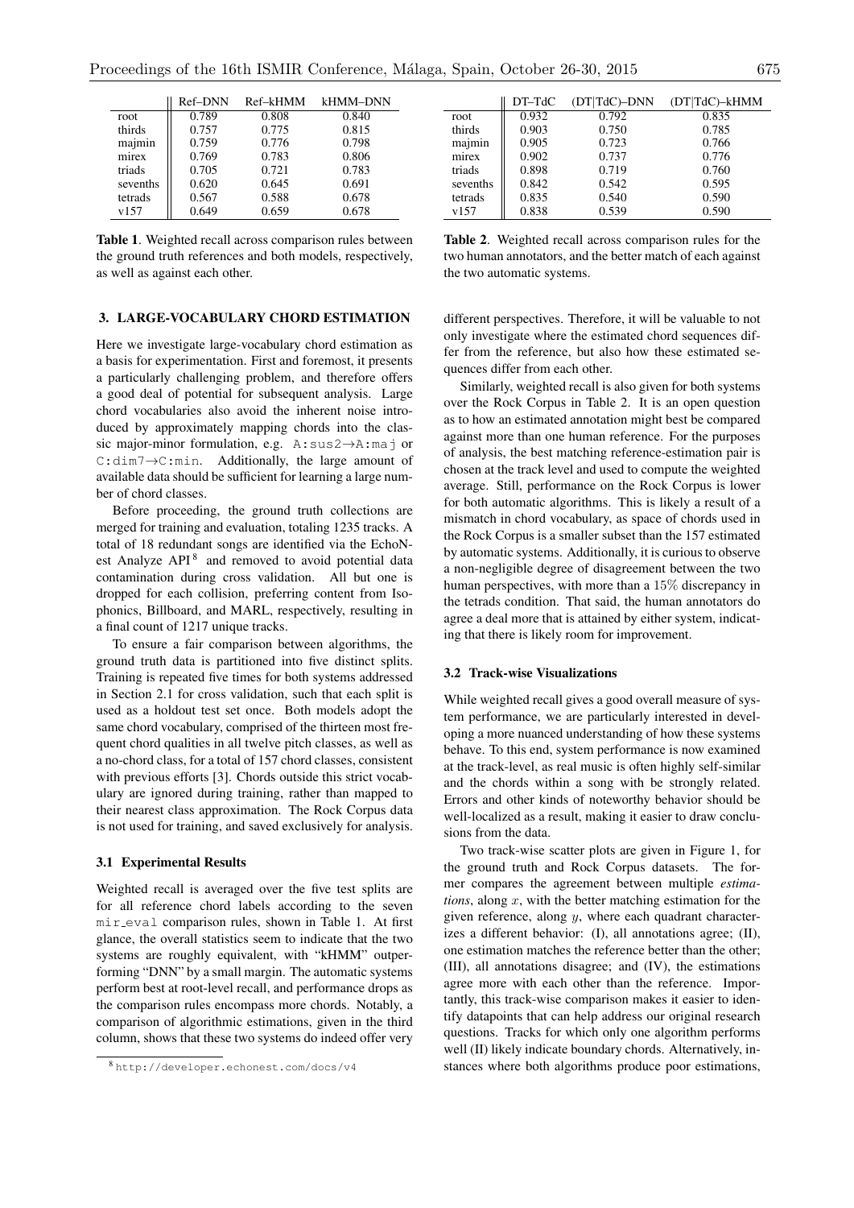|  | Ref–DNN | Ref–kHMM | kHMM–DNN |
|---|---|---|---|
| root | 0.789 | 0.808 | 0.840 |
| thirds | 0.757 | 0.775 | 0.815 |
| majmin | 0.759 | 0.776 | 0.798 |
| mirex | 0.769 | 0.783 | 0.806 |
| triads | 0.705 | 0.721 | 0.783 |
| sevenths | 0.620 | 0.645 | 0.691 |
| tetrads | 0.567 | 0.588 | 0.678 |
| v157 | 0.649 | 0.659 | 0.678 |

**Table 1**. Weighted recall across comparison rules between the ground truth references and both models, respectively, as well as against each other.

|  | DT–TdC | (DT\|TdC)–DNN | (DT\|TdC)–kHMM |
|---|---|---|---|
| root | 0.932 | 0.792 | 0.835 |
| thirds | 0.903 | 0.750 | 0.785 |
| majmin | 0.905 | 0.723 | 0.766 |
| mirex | 0.902 | 0.737 | 0.776 |
| triads | 0.898 | 0.719 | 0.760 |
| sevenths | 0.842 | 0.542 | 0.595 |
| tetrads | 0.835 | 0.540 | 0.590 |
| v157 | 0.838 | 0.539 | 0.590 |

**Table 2**. Weighted recall across comparison rules for the two human annotators, and the better match of each against the two automatic systems.

## 3. LARGE-VOCABULARY CHORD ESTIMATION

Here we investigate large-vocabulary chord estimation as a basis for experimentation. First and foremost, it presents a particularly challenging problem, and therefore offers a good deal of potential for subsequent analysis. Large chord vocabularies also avoid the inherent noise introduced by approximately mapping chords into the classic major-minor formulation, e.g. `A:sus2`→`A:maj` or `C:dim7`→`C:min`. Additionally, the large amount of available data should be sufficient for learning a large number of chord classes.

Before proceeding, the ground truth collections are merged for training and evaluation, totaling 1235 tracks. A total of 18 redundant songs are identified via the EchoNest Analyze API [8] and removed to avoid potential data contamination during cross validation. All but one is dropped for each collision, preferring content from Isophonics, Billboard, and MARL, respectively, resulting in a final count of 1217 unique tracks.

To ensure a fair comparison between algorithms, the ground truth data is partitioned into five distinct splits. Training is repeated five times for both systems addressed in Section 2.1 for cross validation, such that each split is used as a holdout test set once. Both models adopt the same chord vocabulary, comprised of the thirteen most frequent chord qualities in all twelve pitch classes, as well as a no-chord class, for a total of 157 chord classes, consistent with previous efforts [3]. Chords outside this strict vocabulary are ignored during training, rather than mapped to their nearest class approximation. The Rock Corpus data is not used for training, and saved exclusively for analysis.

### 3.1 Experimental Results

Weighted recall is averaged over the five test splits are for all reference chord labels according to the seven `mir_eval` comparison rules, shown in Table 1. At first glance, the overall statistics seem to indicate that the two systems are roughly equivalent, with "kHMM" outperforming "DNN" by a small margin. The automatic systems perform best at root-level recall, and performance drops as the comparison rules encompass more chords. Notably, a comparison of algorithmic estimations, given in the third column, shows that these two systems do indeed offer very different perspectives. Therefore, it will be valuable to not only investigate where the estimated chord sequences differ from the reference, but also how these estimated sequences differ from each other.

Similarly, weighted recall is also given for both systems over the Rock Corpus in Table 2. It is an open question as to how an estimated annotation might best be compared against more than one human reference. For the purposes of analysis, the best matching reference-estimation pair is chosen at the track level and used to compute the weighted average. Still, performance on the Rock Corpus is lower for both automatic algorithms. This is likely a result of a mismatch in chord vocabulary, as space of chords used in the Rock Corpus is a smaller subset than the 157 estimated by automatic systems. Additionally, it is curious to observe a non-negligible degree of disagreement between the two human perspectives, with more than a $15\%$ discrepancy in the tetrads condition. That said, the human annotators do agree a deal more that is attained by either system, indicating that there is likely room for improvement.

### 3.2 Track-wise Visualizations

While weighted recall gives a good overall measure of system performance, we are particularly interested in developing a more nuanced understanding of how these systems behave. To this end, system performance is now examined at the track-level, as real music is often highly self-similar and the chords within a song with be strongly related. Errors and other kinds of noteworthy behavior should be well-localized as a result, making it easier to draw conclusions from the data.

Two track-wise scatter plots are given in Figure 1, for the ground truth and Rock Corpus datasets. The former compares the agreement between multiple *estimations*, along $x$, with the better matching estimation for the given reference, along $y$, where each quadrant characterizes a different behavior: (I), all annotations agree; (II), one estimation matches the reference better than the other; (III), all annotations disagree; and (IV), the estimations agree more with each other than the reference. Importantly, this track-wise comparison makes it easier to identify datapoints that can help address our original research questions. Tracks for which only one algorithm performs well (II) likely indicate boundary chords. Alternatively, instances where both algorithms produce poor estimations,

[8] http://developer.echonest.com/docs/v4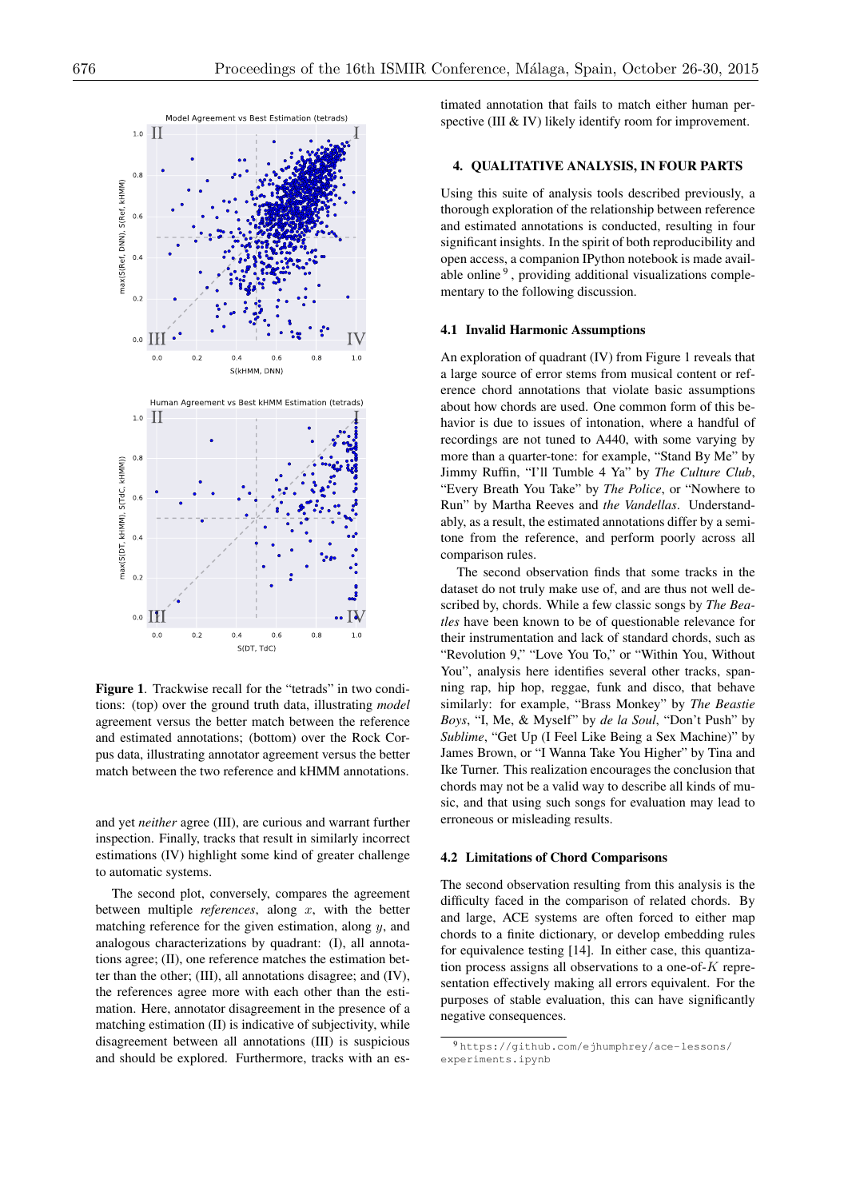Figure 1. Trackwise recall for the "tetrads" in two conditions: (top) over the ground truth data, illustrating *model* agreement versus the better match between the reference and estimated annotations; (bottom) over the Rock Corpus data, illustrating annotator agreement versus the better match between the two reference and kHMM annotations.

and yet *neither* agree (III), are curious and warrant further inspection. Finally, tracks that result in similarly incorrect estimations (IV) highlight some kind of greater challenge to automatic systems.

The second plot, conversely, compares the agreement between multiple *references*, along $x$, with the better matching reference for the given estimation, along $y$, and analogous characterizations by quadrant: (I), all annotations agree; (II), one reference matches the estimation better than the other; (III), all annotations disagree; and (IV), the references agree more with each other than the estimation. Here, annotator disagreement in the presence of a matching estimation (II) is indicative of subjectivity, while disagreement between all annotations (III) is suspicious and should be explored. Furthermore, tracks with an estimated annotation that fails to match either human perspective (III & IV) likely identify room for improvement.

## 4. QUALITATIVE ANALYSIS, IN FOUR PARTS

Using this suite of analysis tools described previously, a thorough exploration of the relationship between reference and estimated annotations is conducted, resulting in four significant insights. In the spirit of both reproducibility and open access, a companion IPython notebook is made available online [9], providing additional visualizations complementary to the following discussion.

### 4.1 Invalid Harmonic Assumptions

An exploration of quadrant (IV) from Figure 1 reveals that a large source of error stems from musical content or reference chord annotations that violate basic assumptions about how chords are used. One common form of this behavior is due to issues of intonation, where a handful of recordings are not tuned to A440, with some varying by more than a quarter-tone: for example, "Stand By Me" by Jimmy Ruffin, "I'll Tumble 4 Ya" by *The Culture Club*, "Every Breath You Take" by *The Police*, or "Nowhere to Run" by Martha Reeves and *the Vandellas*. Understandably, as a result, the estimated annotations differ by a semitone from the reference, and perform poorly across all comparison rules.

The second observation finds that some tracks in the dataset do not truly make use of, and are thus not well described by, chords. While a few classic songs by *The Beatles* have been known to be of questionable relevance for their instrumentation and lack of standard chords, such as "Revolution 9," "Love You To," or "Within You, Without You", analysis here identifies several other tracks, spanning rap, hip hop, reggae, funk and disco, that behave similarly: for example, "Brass Monkey" by *The Beastie Boys*, "I, Me, & Myself" by *de la Soul*, "Don't Push" by *Sublime*, "Get Up (I Feel Like Being a Sex Machine)" by James Brown, or "I Wanna Take You Higher" by Tina and Ike Turner. This realization encourages the conclusion that chords may not be a valid way to describe all kinds of music, and that using such songs for evaluation may lead to erroneous or misleading results.

### 4.2 Limitations of Chord Comparisons

The second observation resulting from this analysis is the difficulty faced in the comparison of related chords. By and large, ACE systems are often forced to either map chords to a finite dictionary, or develop embedding rules for equivalence testing [14]. In either case, this quantization process assigns all observations to a one-of-$K$ representation effectively making all errors equivalent. For the purposes of stable evaluation, this can have significantly negative consequences.

[9] https://github.com/ejhumphrey/ace-lessons/experiments.ipynb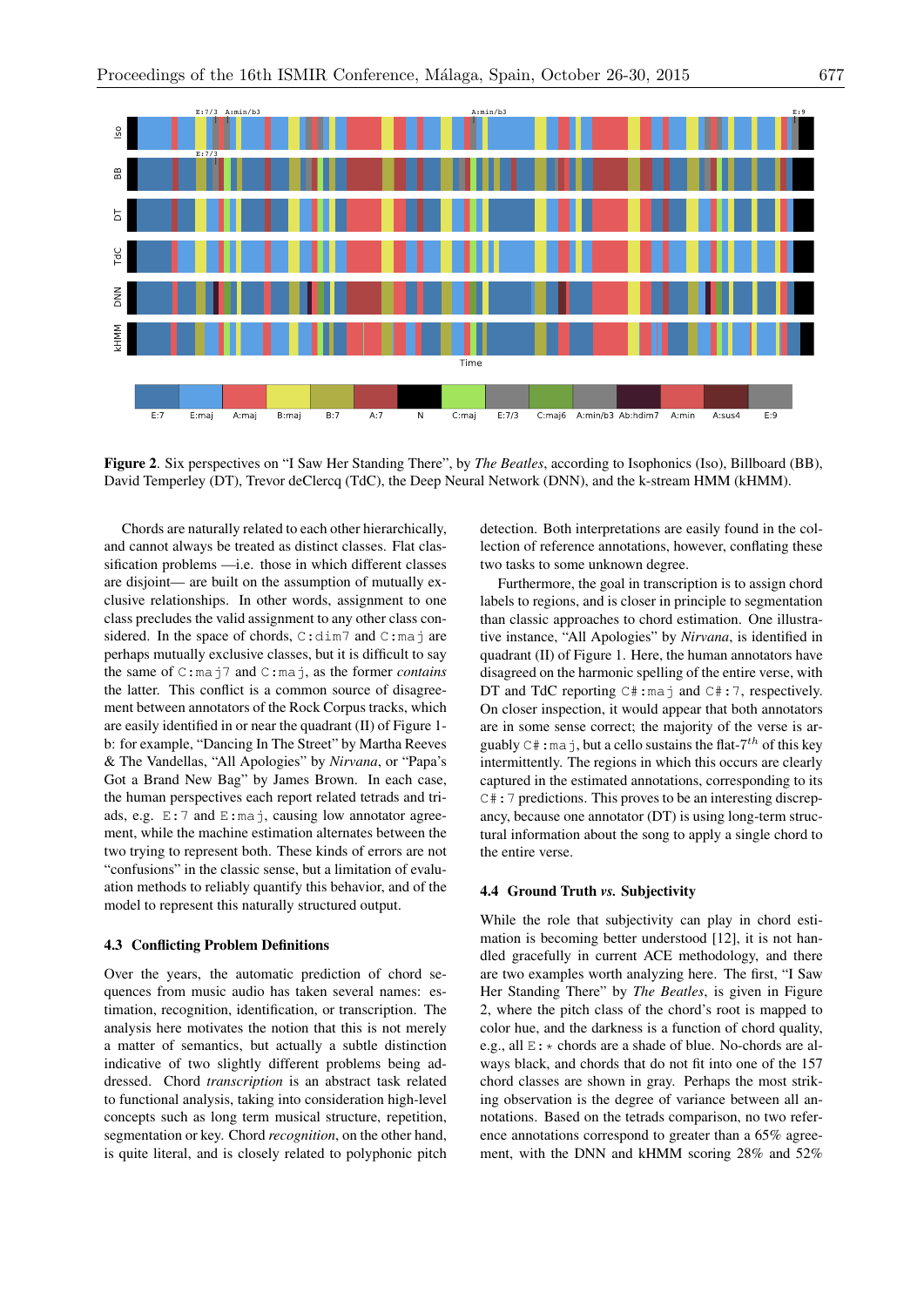**Figure 2**. Six perspectives on "I Saw Her Standing There", by *The Beatles*, according to Isophonics (Iso), Billboard (BB), David Temperley (DT), Trevor deClercq (TdC), the Deep Neural Network (DNN), and the k-stream HMM (kHMM).

Chords are naturally related to each other hierarchically, and cannot always be treated as distinct classes. Flat classification problems —i.e. those in which different classes are disjoint— are built on the assumption of mutually exclusive relationships. In other words, assignment to one class precludes the valid assignment to any other class considered. In the space of chords, `C:dim7` and `C:maj` are perhaps mutually exclusive classes, but it is difficult to say the same of `C:maj7` and `C:maj`, as the former *contains* the latter. This conflict is a common source of disagreement between annotators of the Rock Corpus tracks, which are easily identified in or near the quadrant (II) of Figure 1-b: for example, "Dancing In The Street" by Martha Reeves & The Vandellas, "All Apologies" by *Nirvana*, or "Papa's Got a Brand New Bag" by James Brown. In each case, the human perspectives each report related tetrads and triads, e.g. `E:7` and `E:maj`, causing low annotator agreement, while the machine estimation alternates between the two trying to represent both. These kinds of errors are not "confusions" in the classic sense, but a limitation of evaluation methods to reliably quantify this behavior, and of the model to represent this naturally structured output.

### 4.3 Conflicting Problem Definitions

Over the years, the automatic prediction of chord sequences from music audio has taken several names: estimation, recognition, identification, or transcription. The analysis here motivates the notion that this is not merely a matter of semantics, but actually a subtle distinction indicative of two slightly different problems being addressed. Chord *transcription* is an abstract task related to functional analysis, taking into consideration high-level concepts such as long term musical structure, repetition, segmentation or key. Chord *recognition*, on the other hand, is quite literal, and is closely related to polyphonic pitch detection. Both interpretations are easily found in the collection of reference annotations, however, conflating these two tasks to some unknown degree.

Furthermore, the goal in transcription is to assign chord labels to regions, and is closer in principle to segmentation than classic approaches to chord estimation. One illustrative instance, "All Apologies" by *Nirvana*, is identified in quadrant (II) of Figure 1. Here, the human annotators have disagreed on the harmonic spelling of the entire verse, with DT and TdC reporting `C#:maj` and `C#:7`, respectively. On closer inspection, it would appear that both annotators are in some sense correct; the majority of the verse is arguably `C#:maj`, but a cello sustains the flat-$7^{th}$ of this key intermittently. The regions in which this occurs are clearly captured in the estimated annotations, corresponding to its `C#:7` predictions. This proves to be an interesting discrepancy, because one annotator (DT) is using long-term structural information about the song to apply a single chord to the entire verse.

### 4.4 Ground Truth *vs.* Subjectivity

While the role that subjectivity can play in chord estimation is becoming better understood [12], it is not handled gracefully in current ACE methodology, and there are two examples worth analyzing here. The first, "I Saw Her Standing There" by *The Beatles*, is given in Figure 2, where the pitch class of the chord's root is mapped to color hue, and the darkness is a function of chord quality, e.g., all `E:*` chords are a shade of blue. No-chords are always black, and chords that do not fit into one of the 157 chord classes are shown in gray. Perhaps the most striking observation is the degree of variance between all annotations. Based on the tetrads comparison, no two reference annotations correspond to greater than a 65% agreement, with the DNN and kHMM scoring 28% and 52%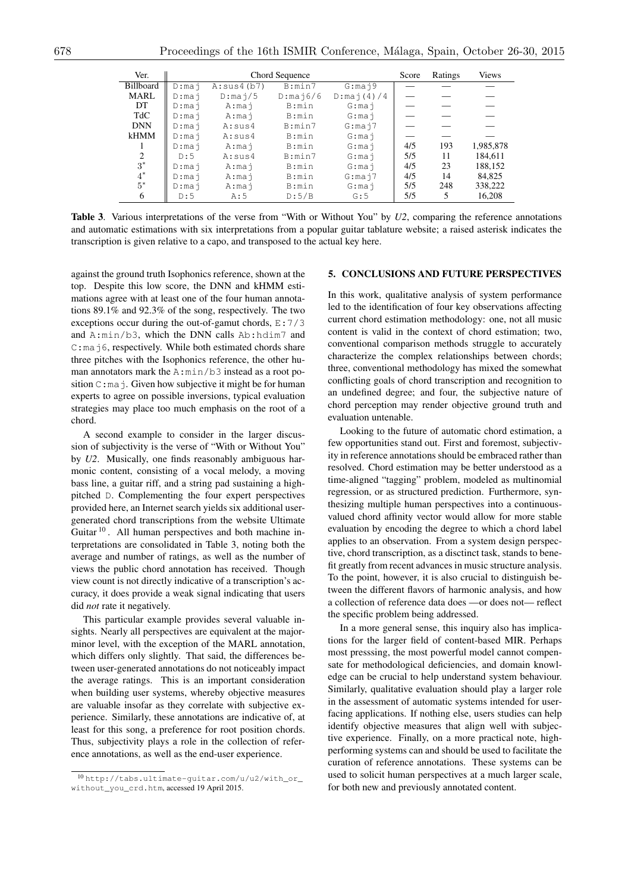| Ver. | Chord Sequence | | | | Score | Ratings | Views |
|---|---|---|---|---|---|---|---|
| Billboard | D:maj | A:sus4(b7) | B:min7 | G:maj9 | — | — | — |
| MARL | D:maj | D:maj/5 | D:maj6/6 | D:maj(4)/4 | — | — | — |
| DT | D:maj | A:maj | B:min | G:maj | — | — | — |
| TdC | D:maj | A:maj | B:min | G:maj | — | — | — |
| DNN | D:maj | A:sus4 | B:min7 | G:maj7 | — | — | — |
| kHMM | D:maj | A:sus4 | B:min | G:maj | — | — | — |
| 1 | D:maj | A:maj | B:min | G:maj | 4/5 | 193 | 1,985,878 |
| 2 | D:5 | A:sus4 | B:min7 | G:maj | 5/5 | 11 | 184,611 |
| 3* | D:maj | A:maj | B:min | G:maj | 4/5 | 23 | 188,152 |
| 4* | D:maj | A:maj | B:min | G:maj7 | 4/5 | 14 | 84,825 |
| 5* | D:maj | A:maj | B:min | G:maj | 5/5 | 248 | 338,222 |
| 6 | D:5 | A:5 | D:5/B | G:5 | 5/5 | 5 | 16,208 |

**Table 3**. Various interpretations of the verse from "With or Without You" by *U2*, comparing the reference annotations and automatic estimations with six interpretations from a popular guitar tablature website; a raised asterisk indicates the transcription is given relative to a capo, and transposed to the actual key here.

against the ground truth Isophonics reference, shown at the top. Despite this low score, the DNN and kHMM estimations agree with at least one of the four human annotations 89.1% and 92.3% of the song, respectively. The two exceptions occur during the out-of-gamut chords, E:7/3 and A:min/b3, which the DNN calls Ab:hdim7 and C:maj6, respectively. While both estimated chords share three pitches with the Isophonics reference, the other human annotators mark the A:min/b3 instead as a root position C:maj. Given how subjective it might be for human experts to agree on possible inversions, typical evaluation strategies may place too much emphasis on the root of a chord.

A second example to consider in the larger discussion of subjectivity is the verse of "With or Without You" by *U2*. Musically, one finds reasonably ambiguous harmonic content, consisting of a vocal melody, a moving bass line, a guitar riff, and a string pad sustaining a high-pitched D. Complementing the four expert perspectives provided here, an Internet search yields six additional user-generated chord transcriptions from the website Ultimate Guitar [10]. All human perspectives and both machine interpretations are consolidated in Table 3, noting both the average and number of ratings, as well as the number of views the public chord annotation has received. Though view count is not directly indicative of a transcription's accuracy, it does provide a weak signal indicating that users did *not* rate it negatively.

This particular example provides several valuable insights. Nearly all perspectives are equivalent at the major-minor level, with the exception of the MARL annotation, which differs only slightly. That said, the differences between user-generated annotations do not noticeably impact the average ratings. This is an important consideration when building user systems, whereby objective measures are valuable insofar as they correlate with subjective experience. Similarly, these annotations are indicative of, at least for this song, a preference for root position chords. Thus, subjectivity plays a role in the collection of reference annotations, as well as the end-user experience.

[10] http://tabs.ultimate-guitar.com/u/u2/with_or_without_you_crd.htm, accessed 19 April 2015.

## 5. CONCLUSIONS AND FUTURE PERSPECTIVES

In this work, qualitative analysis of system performance led to the identification of four key observations affecting current chord estimation methodology: one, not all music content is valid in the context of chord estimation; two, conventional comparison methods struggle to accurately characterize the complex relationships between chords; three, conventional methodology has mixed the somewhat conflicting goals of chord transcription and recognition to an undefined degree; and four, the subjective nature of chord perception may render objective ground truth and evaluation untenable.

Looking to the future of automatic chord estimation, a few opportunities stand out. First and foremost, subjectivity in reference annotations should be embraced rather than resolved. Chord estimation may be better understood as a time-aligned "tagging" problem, modeled as multinomial regression, or as structured prediction. Furthermore, synthesizing multiple human perspectives into a continuous-valued chord affinity vector would allow for more stable evaluation by encoding the degree to which a chord label applies to an observation. From a system design perspective, chord transcription, as a disctinct task, stands to benefit greatly from recent advances in music structure analysis. To the point, however, it is also crucial to distinguish between the different flavors of harmonic analysis, and how a collection of reference data does —or does not— reflect the specific problem being addressed.

In a more general sense, this inquiry also has implications for the larger field of content-based MIR. Perhaps most presssing, the most powerful model cannot compensate for methodological deficiencies, and domain knowledge can be crucial to help understand system behaviour. Similarly, qualitative evaluation should play a larger role in the assessment of automatic systems intended for user-facing applications. If nothing else, users studies can help identify objective measures that align well with subjective experience. Finally, on a more practical note, high-performing systems can and should be used to facilitate the curation of reference annotations. These systems can be used to solicit human perspectives at a much larger scale, for both new and previously annotated content.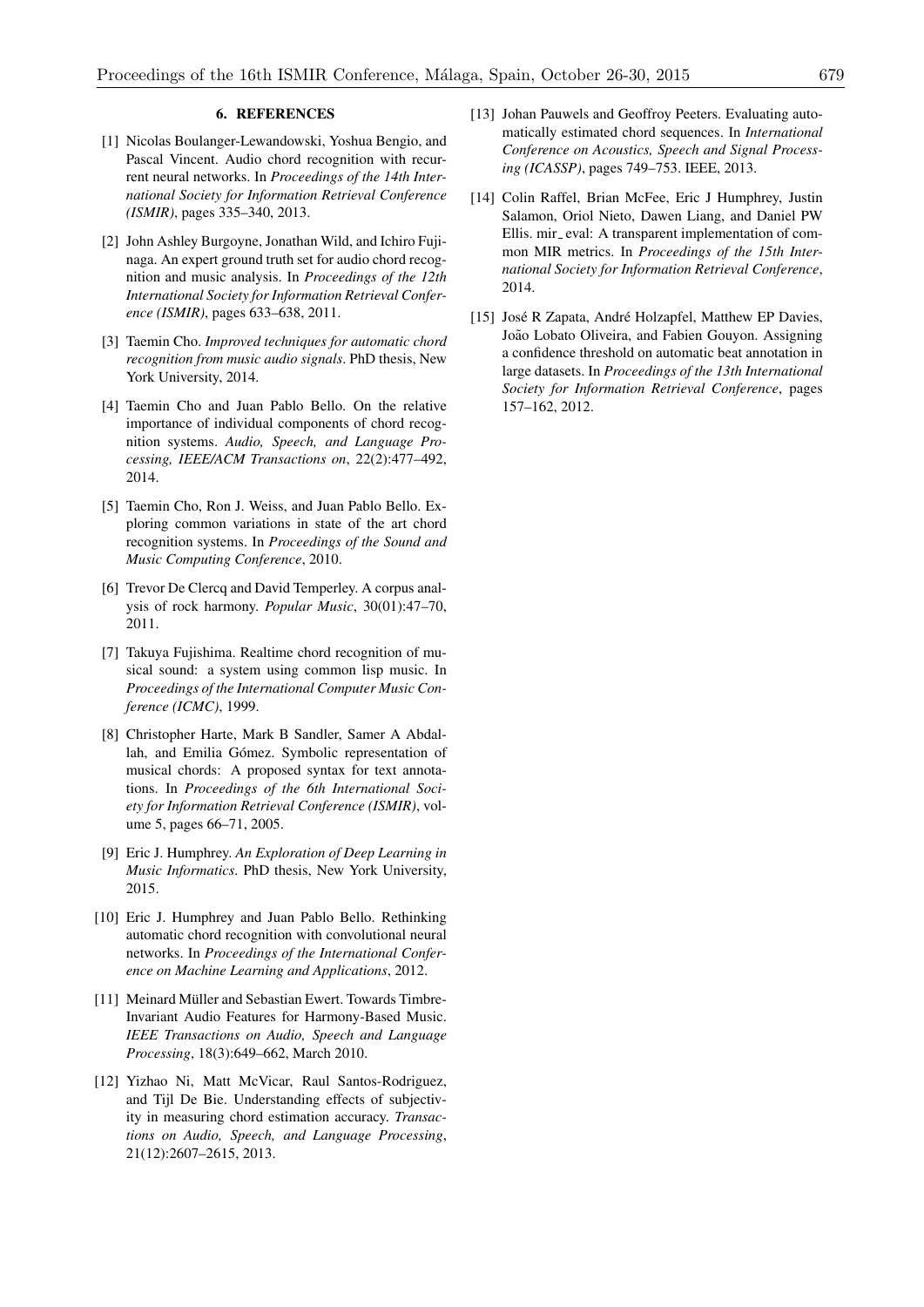## 6. REFERENCES

[1] Nicolas Boulanger-Lewandowski, Yoshua Bengio, and Pascal Vincent. Audio chord recognition with recurrent neural networks. In *Proceedings of the 14th International Society for Information Retrieval Conference (ISMIR)*, pages 335–340, 2013.

[2] John Ashley Burgoyne, Jonathan Wild, and Ichiro Fujinaga. An expert ground truth set for audio chord recognition and music analysis. In *Proceedings of the 12th International Society for Information Retrieval Conference (ISMIR)*, pages 633–638, 2011.

[3] Taemin Cho. *Improved techniques for automatic chord recognition from music audio signals*. PhD thesis, New York University, 2014.

[4] Taemin Cho and Juan Pablo Bello. On the relative importance of individual components of chord recognition systems. *Audio, Speech, and Language Processing, IEEE/ACM Transactions on*, 22(2):477–492, 2014.

[5] Taemin Cho, Ron J. Weiss, and Juan Pablo Bello. Exploring common variations in state of the art chord recognition systems. In *Proceedings of the Sound and Music Computing Conference*, 2010.

[6] Trevor De Clercq and David Temperley. A corpus analysis of rock harmony. *Popular Music*, 30(01):47–70, 2011.

[7] Takuya Fujishima. Realtime chord recognition of musical sound: a system using common lisp music. In *Proceedings of the International Computer Music Conference (ICMC)*, 1999.

[8] Christopher Harte, Mark B Sandler, Samer A Abdallah, and Emilia Gómez. Symbolic representation of musical chords: A proposed syntax for text annotations. In *Proceedings of the 6th International Society for Information Retrieval Conference (ISMIR)*, volume 5, pages 66–71, 2005.

[9] Eric J. Humphrey. *An Exploration of Deep Learning in Music Informatics*. PhD thesis, New York University, 2015.

[10] Eric J. Humphrey and Juan Pablo Bello. Rethinking automatic chord recognition with convolutional neural networks. In *Proceedings of the International Conference on Machine Learning and Applications*, 2012.

[11] Meinard Müller and Sebastian Ewert. Towards Timbre-Invariant Audio Features for Harmony-Based Music. *IEEE Transactions on Audio, Speech and Language Processing*, 18(3):649–662, March 2010.

[12] Yizhao Ni, Matt McVicar, Raul Santos-Rodriguez, and Tijl De Bie. Understanding effects of subjectivity in measuring chord estimation accuracy. *Transactions on Audio, Speech, and Language Processing*, 21(12):2607–2615, 2013.

[13] Johan Pauwels and Geoffroy Peeters. Evaluating automatically estimated chord sequences. In *International Conference on Acoustics, Speech and Signal Processing (ICASSP)*, pages 749–753. IEEE, 2013.

[14] Colin Raffel, Brian McFee, Eric J Humphrey, Justin Salamon, Oriol Nieto, Dawen Liang, and Daniel PW Ellis. mir_eval: A transparent implementation of common MIR metrics. In *Proceedings of the 15th International Society for Information Retrieval Conference*, 2014.

[15] José R Zapata, André Holzapfel, Matthew EP Davies, João Lobato Oliveira, and Fabien Gouyon. Assigning a confidence threshold on automatic beat annotation in large datasets. In *Proceedings of the 13th International Society for Information Retrieval Conference*, pages 157–162, 2012.